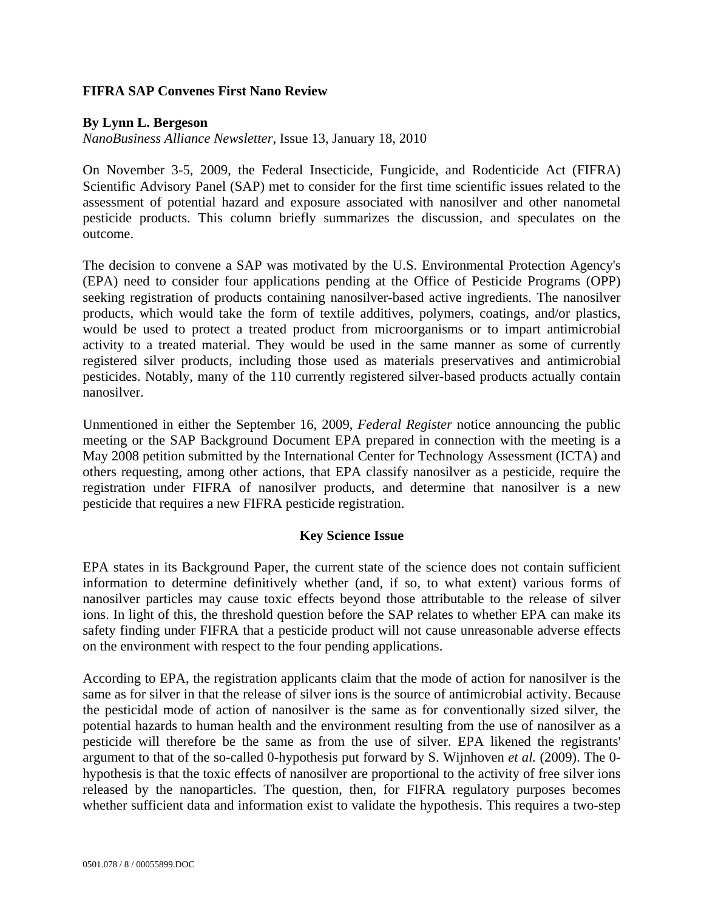**FIFRA SAP Convenes First Nano Review**

**By Lynn L. Bergeson**
*NanoBusiness Alliance Newsletter*, Issue 13, January 18, 2010

On November 3-5, 2009, the Federal Insecticide, Fungicide, and Rodenticide Act (FIFRA) Scientific Advisory Panel (SAP) met to consider for the first time scientific issues related to the assessment of potential hazard and exposure associated with nanosilver and other nanometal pesticide products. This column briefly summarizes the discussion, and speculates on the outcome.

The decision to convene a SAP was motivated by the U.S. Environmental Protection Agency's (EPA) need to consider four applications pending at the Office of Pesticide Programs (OPP) seeking registration of products containing nanosilver-based active ingredients. The nanosilver products, which would take the form of textile additives, polymers, coatings, and/or plastics, would be used to protect a treated product from microorganisms or to impart antimicrobial activity to a treated material. They would be used in the same manner as some of currently registered silver products, including those used as materials preservatives and antimicrobial pesticides. Notably, many of the 110 currently registered silver-based products actually contain nanosilver.

Unmentioned in either the September 16, 2009, *Federal Register* notice announcing the public meeting or the SAP Background Document EPA prepared in connection with the meeting is a May 2008 petition submitted by the International Center for Technology Assessment (ICTA) and others requesting, among other actions, that EPA classify nanosilver as a pesticide, require the registration under FIFRA of nanosilver products, and determine that nanosilver is a new pesticide that requires a new FIFRA pesticide registration.

## Key Science Issue

EPA states in its Background Paper, the current state of the science does not contain sufficient information to determine definitively whether (and, if so, to what extent) various forms of nanosilver particles may cause toxic effects beyond those attributable to the release of silver ions. In light of this, the threshold question before the SAP relates to whether EPA can make its safety finding under FIFRA that a pesticide product will not cause unreasonable adverse effects on the environment with respect to the four pending applications.

According to EPA, the registration applicants claim that the mode of action for nanosilver is the same as for silver in that the release of silver ions is the source of antimicrobial activity. Because the pesticidal mode of action of nanosilver is the same as for conventionally sized silver, the potential hazards to human health and the environment resulting from the use of nanosilver as a pesticide will therefore be the same as from the use of silver. EPA likened the registrants' argument to that of the so-called 0-hypothesis put forward by S. Wijnhoven *et al.* (2009). The 0-hypothesis is that the toxic effects of nanosilver are proportional to the activity of free silver ions released by the nanoparticles. The question, then, for FIFRA regulatory purposes becomes whether sufficient data and information exist to validate the hypothesis. This requires a two-step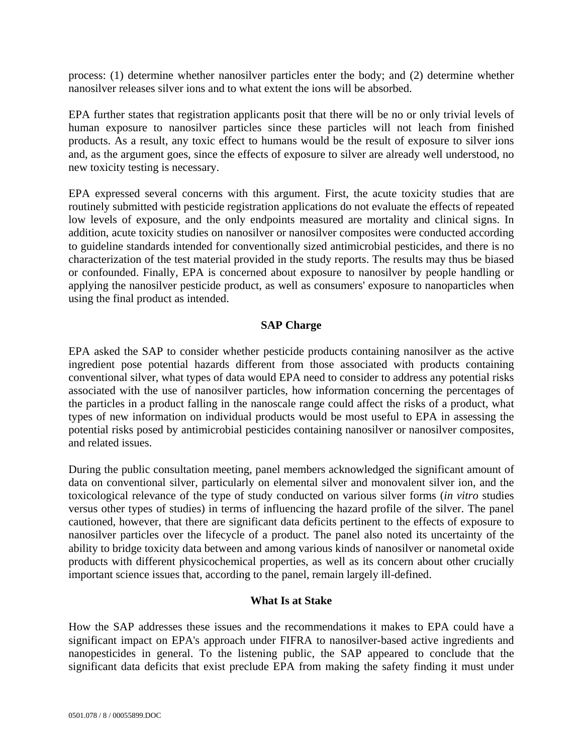process: (1) determine whether nanosilver particles enter the body; and (2) determine whether nanosilver releases silver ions and to what extent the ions will be absorbed.

EPA further states that registration applicants posit that there will be no or only trivial levels of human exposure to nanosilver particles since these particles will not leach from finished products. As a result, any toxic effect to humans would be the result of exposure to silver ions and, as the argument goes, since the effects of exposure to silver are already well understood, no new toxicity testing is necessary.

EPA expressed several concerns with this argument. First, the acute toxicity studies that are routinely submitted with pesticide registration applications do not evaluate the effects of repeated low levels of exposure, and the only endpoints measured are mortality and clinical signs. In addition, acute toxicity studies on nanosilver or nanosilver composites were conducted according to guideline standards intended for conventionally sized antimicrobial pesticides, and there is no characterization of the test material provided in the study reports. The results may thus be biased or confounded. Finally, EPA is concerned about exposure to nanosilver by people handling or applying the nanosilver pesticide product, as well as consumers' exposure to nanoparticles when using the final product as intended.

## SAP Charge

EPA asked the SAP to consider whether pesticide products containing nanosilver as the active ingredient pose potential hazards different from those associated with products containing conventional silver, what types of data would EPA need to consider to address any potential risks associated with the use of nanosilver particles, how information concerning the percentages of the particles in a product falling in the nanoscale range could affect the risks of a product, what types of new information on individual products would be most useful to EPA in assessing the potential risks posed by antimicrobial pesticides containing nanosilver or nanosilver composites, and related issues.

During the public consultation meeting, panel members acknowledged the significant amount of data on conventional silver, particularly on elemental silver and monovalent silver ion, and the toxicological relevance of the type of study conducted on various silver forms (*in vitro* studies versus other types of studies) in terms of influencing the hazard profile of the silver. The panel cautioned, however, that there are significant data deficits pertinent to the effects of exposure to nanosilver particles over the lifecycle of a product. The panel also noted its uncertainty of the ability to bridge toxicity data between and among various kinds of nanosilver or nanometal oxide products with different physicochemical properties, as well as its concern about other crucially important science issues that, according to the panel, remain largely ill-defined.

## What Is at Stake

How the SAP addresses these issues and the recommendations it makes to EPA could have a significant impact on EPA's approach under FIFRA to nanosilver-based active ingredients and nanopesticides in general. To the listening public, the SAP appeared to conclude that the significant data deficits that exist preclude EPA from making the safety finding it must under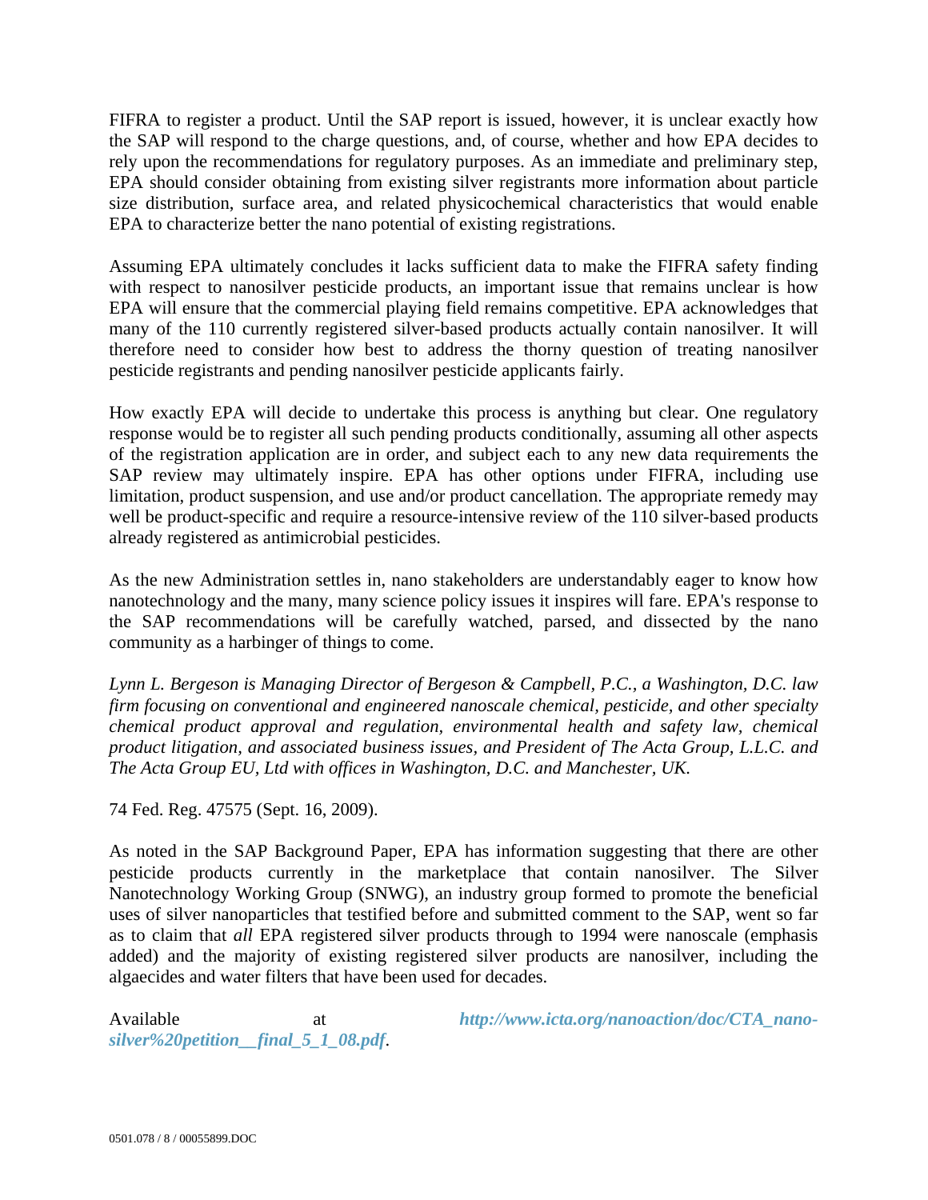FIFRA to register a product. Until the SAP report is issued, however, it is unclear exactly how the SAP will respond to the charge questions, and, of course, whether and how EPA decides to rely upon the recommendations for regulatory purposes. As an immediate and preliminary step, EPA should consider obtaining from existing silver registrants more information about particle size distribution, surface area, and related physicochemical characteristics that would enable EPA to characterize better the nano potential of existing registrations.

Assuming EPA ultimately concludes it lacks sufficient data to make the FIFRA safety finding with respect to nanosilver pesticide products, an important issue that remains unclear is how EPA will ensure that the commercial playing field remains competitive. EPA acknowledges that many of the 110 currently registered silver-based products actually contain nanosilver. It will therefore need to consider how best to address the thorny question of treating nanosilver pesticide registrants and pending nanosilver pesticide applicants fairly.

How exactly EPA will decide to undertake this process is anything but clear. One regulatory response would be to register all such pending products conditionally, assuming all other aspects of the registration application are in order, and subject each to any new data requirements the SAP review may ultimately inspire. EPA has other options under FIFRA, including use limitation, product suspension, and use and/or product cancellation. The appropriate remedy may well be product-specific and require a resource-intensive review of the 110 silver-based products already registered as antimicrobial pesticides.

As the new Administration settles in, nano stakeholders are understandably eager to know how nanotechnology and the many, many science policy issues it inspires will fare. EPA's response to the SAP recommendations will be carefully watched, parsed, and dissected by the nano community as a harbinger of things to come.

*Lynn L. Bergeson is Managing Director of Bergeson & Campbell, P.C., a Washington, D.C. law firm focusing on conventional and engineered nanoscale chemical, pesticide, and other specialty chemical product approval and regulation, environmental health and safety law, chemical product litigation, and associated business issues, and President of The Acta Group, L.L.C. and The Acta Group EU, Ltd with offices in Washington, D.C. and Manchester, UK.*

74 Fed. Reg. 47575 (Sept. 16, 2009).

As noted in the SAP Background Paper, EPA has information suggesting that there are other pesticide products currently in the marketplace that contain nanosilver. The Silver Nanotechnology Working Group (SNWG), an industry group formed to promote the beneficial uses of silver nanoparticles that testified before and submitted comment to the SAP, went so far as to claim that *all* EPA registered silver products through to 1994 were nanoscale (emphasis added) and the majority of existing registered silver products are nanosilver, including the algaecides and water filters that have been used for decades.

Available at ***http://www.icta.org/nanoaction/doc/CTA_nano-silver%20petition__final_5_1_08.pdf***.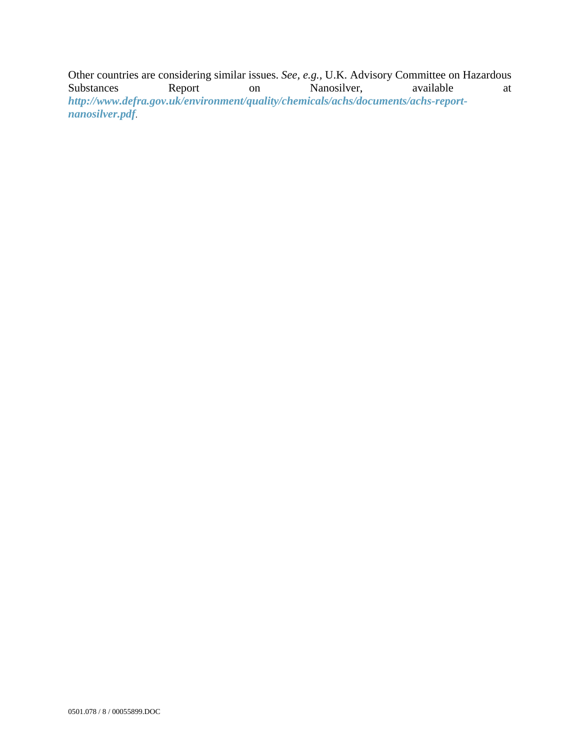Other countries are considering similar issues. *See, e.g.*, U.K. Advisory Committee on Hazardous Substances Report on Nanosilver, available at ***http://www.defra.gov.uk/environment/quality/chemicals/achs/documents/achs-report-nanosilver.pdf***.